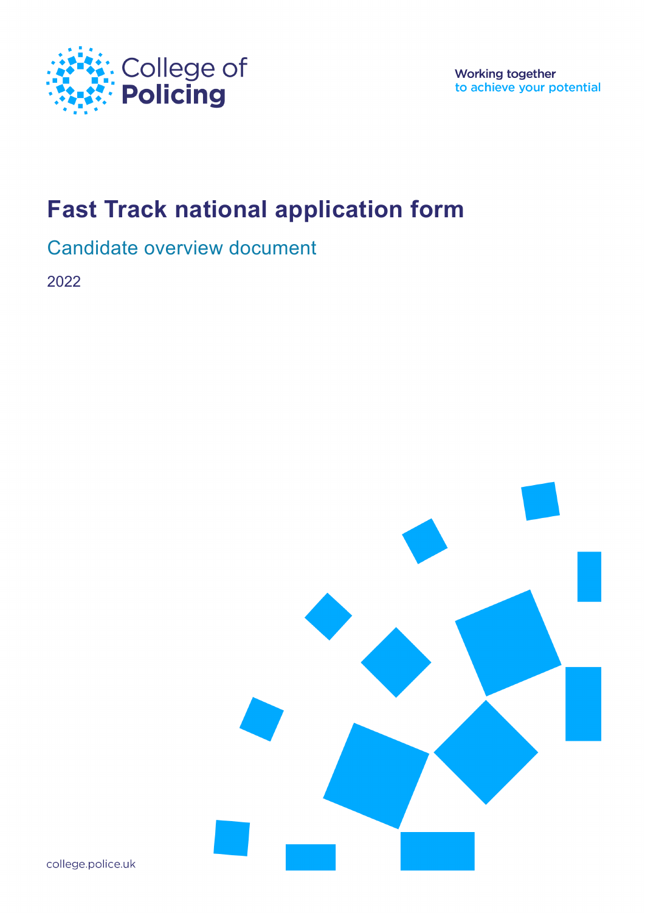College of Policing

Working together to achieve your potential

# Fast Track national application form

## Candidate overview document

2022

college.police.uk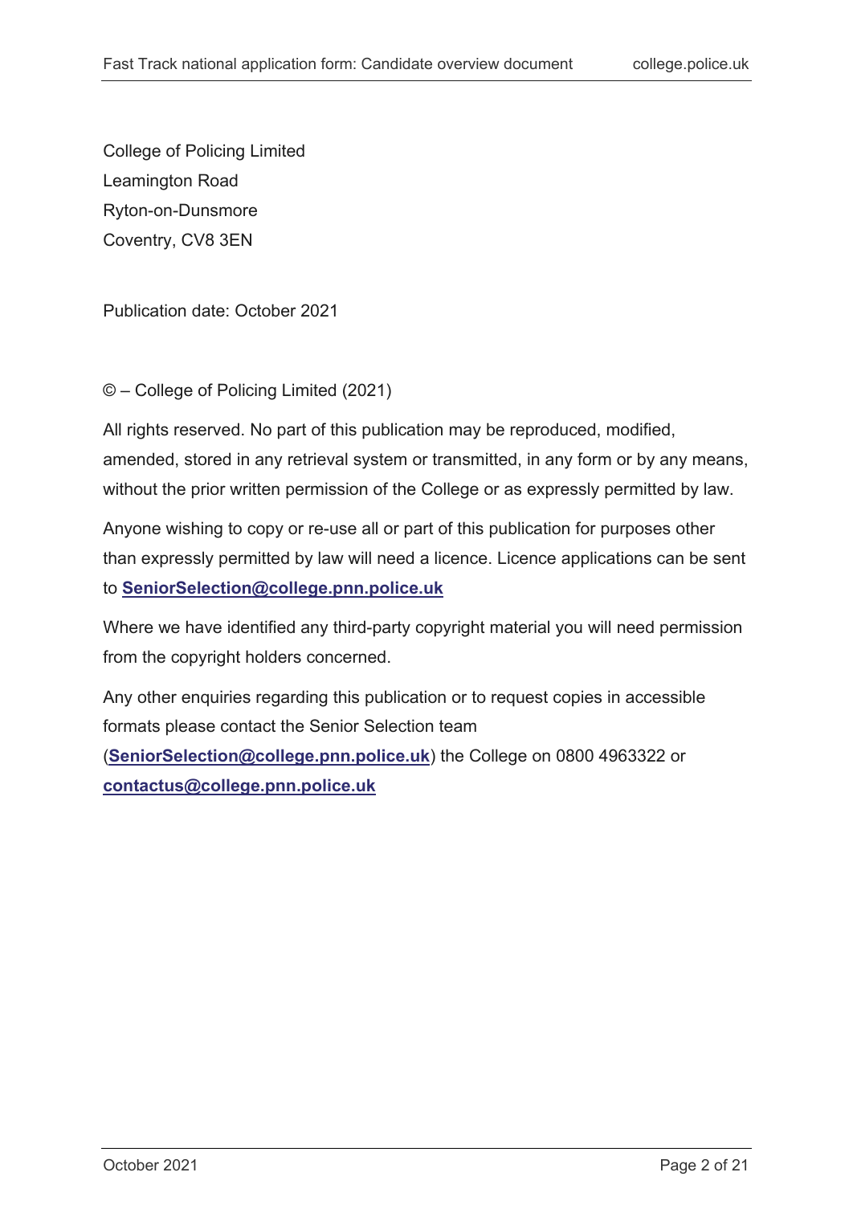College of Policing Limited
Leamington Road
Ryton-on-Dunsmore
Coventry, CV8 3EN

Publication date: October 2021

© – College of Policing Limited (2021)

All rights reserved. No part of this publication may be reproduced, modified, amended, stored in any retrieval system or transmitted, in any form or by any means, without the prior written permission of the College or as expressly permitted by law.

Anyone wishing to copy or re-use all or part of this publication for purposes other than expressly permitted by law will need a licence. Licence applications can be sent to **SeniorSelection@college.pnn.police.uk**

Where we have identified any third-party copyright material you will need permission from the copyright holders concerned.

Any other enquiries regarding this publication or to request copies in accessible formats please contact the Senior Selection team (**SeniorSelection@college.pnn.police.uk**) the College on 0800 4963322 or **contactus@college.pnn.police.uk**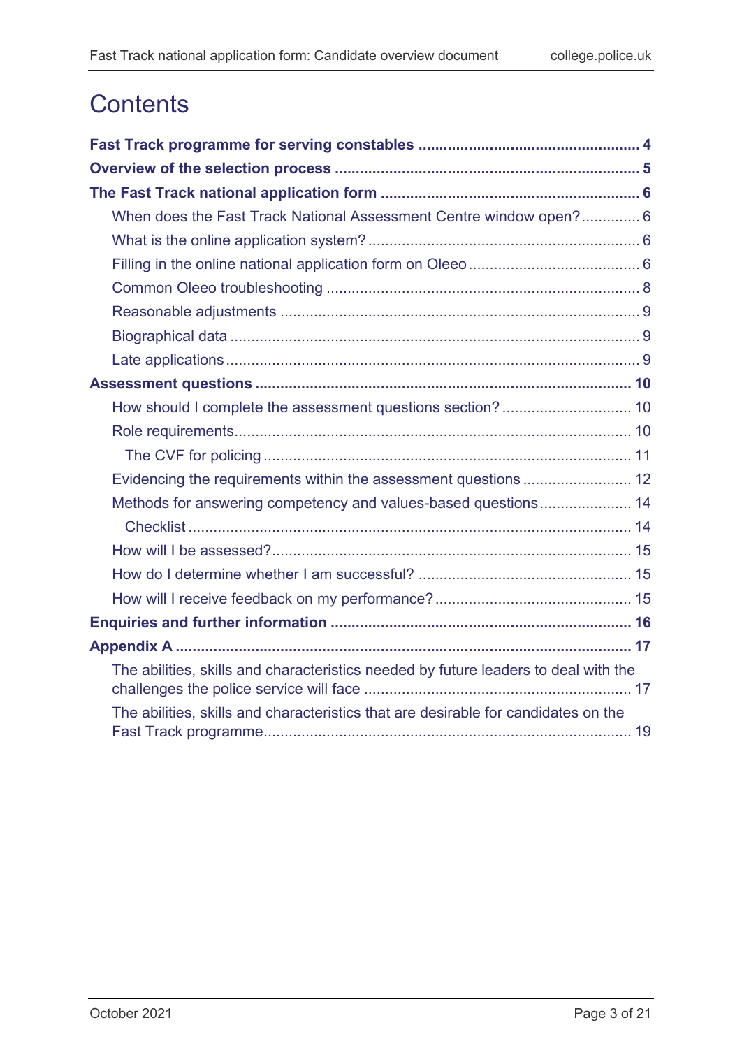# Contents

**Fast Track programme for serving constables** ..... 4

**Overview of the selection process** ..... 5

**The Fast Track national application form** ..... 6

- When does the Fast Track National Assessment Centre window open? ..... 6
- What is the online application system? ..... 6
- Filling in the online national application form on Oleeo ..... 6
- Common Oleeo troubleshooting ..... 8
- Reasonable adjustments ..... 9
- Biographical data ..... 9
- Late applications ..... 9

**Assessment questions** ..... 10

- How should I complete the assessment questions section? ..... 10
- Role requirements ..... 10
  - The CVF for policing ..... 11
- Evidencing the requirements within the assessment questions ..... 12
- Methods for answering competency and values-based questions ..... 14
  - Checklist ..... 14
- How will I be assessed? ..... 15
- How do I determine whether I am successful? ..... 15
- How will I receive feedback on my performance? ..... 15

**Enquiries and further information** ..... 16

**Appendix A** ..... 17

- The abilities, skills and characteristics needed by future leaders to deal with the challenges the police service will face ..... 17
- The abilities, skills and characteristics that are desirable for candidates on the Fast Track programme ..... 19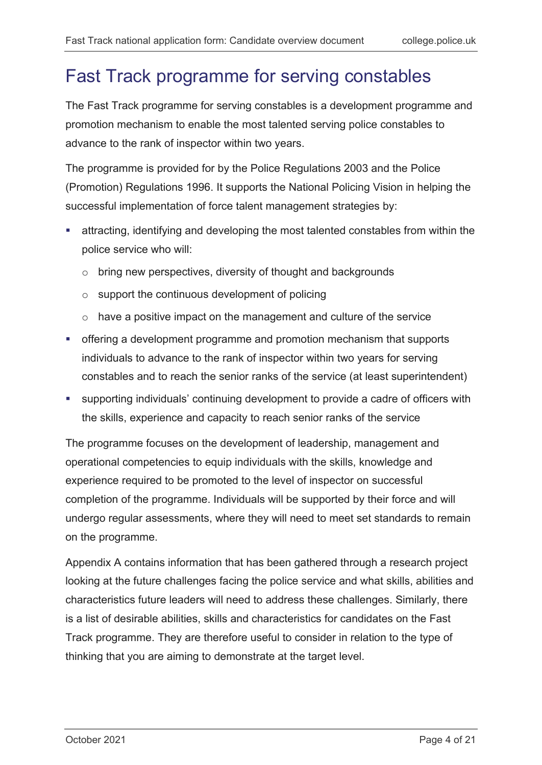# Fast Track programme for serving constables

The Fast Track programme for serving constables is a development programme and promotion mechanism to enable the most talented serving police constables to advance to the rank of inspector within two years.

The programme is provided for by the Police Regulations 2003 and the Police (Promotion) Regulations 1996. It supports the National Policing Vision in helping the successful implementation of force talent management strategies by:

- attracting, identifying and developing the most talented constables from within the police service who will:
  - bring new perspectives, diversity of thought and backgrounds
  - support the continuous development of policing
  - have a positive impact on the management and culture of the service
- offering a development programme and promotion mechanism that supports individuals to advance to the rank of inspector within two years for serving constables and to reach the senior ranks of the service (at least superintendent)
- supporting individuals' continuing development to provide a cadre of officers with the skills, experience and capacity to reach senior ranks of the service

The programme focuses on the development of leadership, management and operational competencies to equip individuals with the skills, knowledge and experience required to be promoted to the level of inspector on successful completion of the programme. Individuals will be supported by their force and will undergo regular assessments, where they will need to meet set standards to remain on the programme.

Appendix A contains information that has been gathered through a research project looking at the future challenges facing the police service and what skills, abilities and characteristics future leaders will need to address these challenges. Similarly, there is a list of desirable abilities, skills and characteristics for candidates on the Fast Track programme. They are therefore useful to consider in relation to the type of thinking that you are aiming to demonstrate at the target level.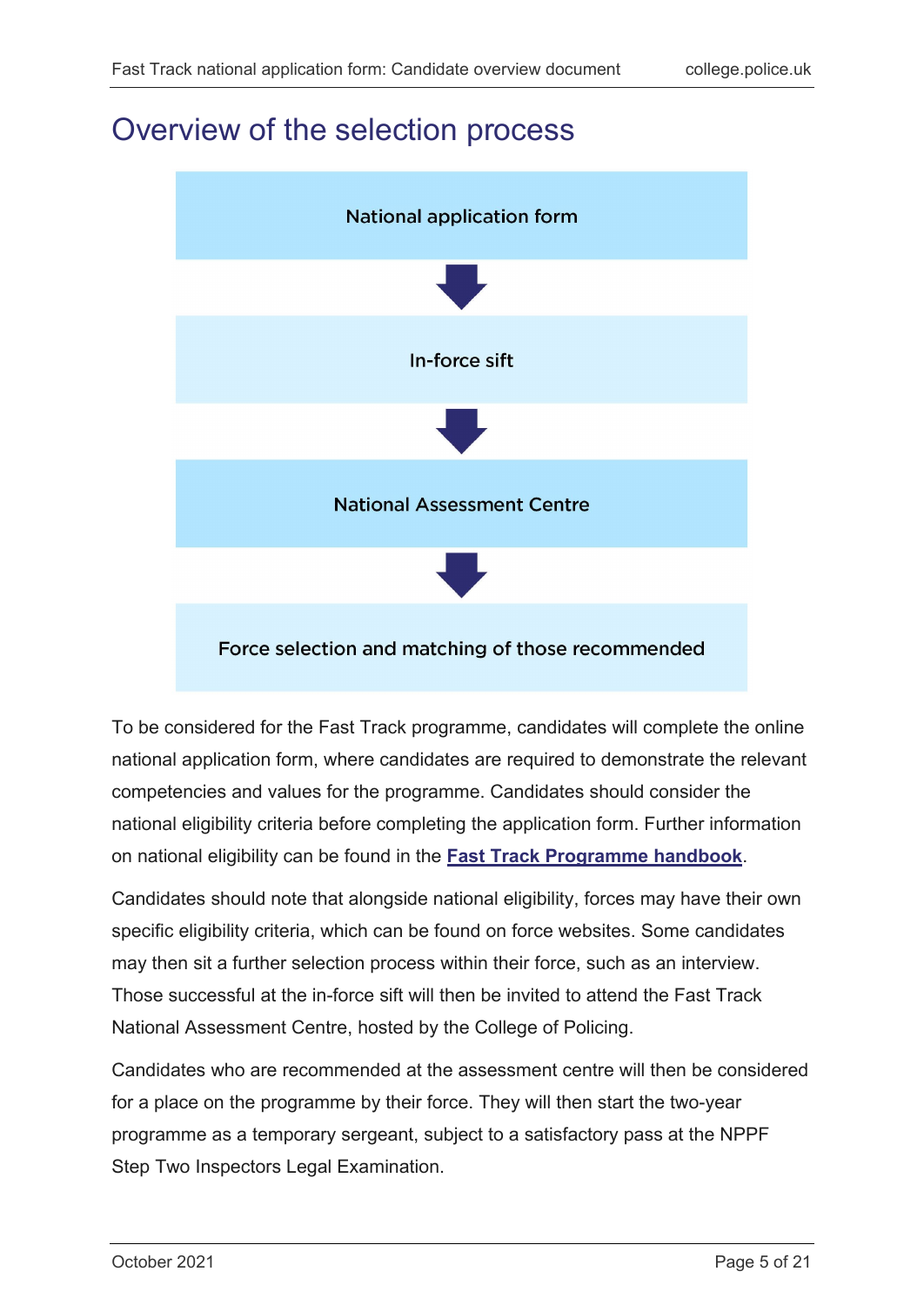# Overview of the selection process

National application form

↓

In-force sift

↓

National Assessment Centre

↓

Force selection and matching of those recommended

To be considered for the Fast Track programme, candidates will complete the online national application form, where candidates are required to demonstrate the relevant competencies and values for the programme. Candidates should consider the national eligibility criteria before completing the application form. Further information on national eligibility can be found in the **Fast Track Programme handbook**.

Candidates should note that alongside national eligibility, forces may have their own specific eligibility criteria, which can be found on force websites. Some candidates may then sit a further selection process within their force, such as an interview. Those successful at the in-force sift will then be invited to attend the Fast Track National Assessment Centre, hosted by the College of Policing.

Candidates who are recommended at the assessment centre will then be considered for a place on the programme by their force. They will then start the two-year programme as a temporary sergeant, subject to a satisfactory pass at the NPPF Step Two Inspectors Legal Examination.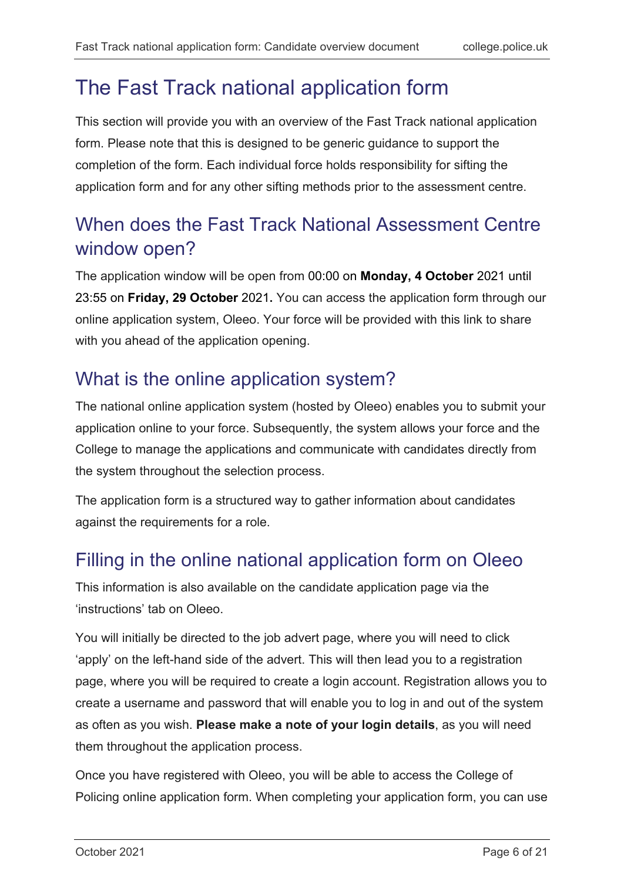# The Fast Track national application form

This section will provide you with an overview of the Fast Track national application form. Please note that this is designed to be generic guidance to support the completion of the form. Each individual force holds responsibility for sifting the application form and for any other sifting methods prior to the assessment centre.

## When does the Fast Track National Assessment Centre window open?

The application window will be open from 00:00 on **Monday, 4 October** 2021 until 23:55 on **Friday, 29 October** 2021**.** You can access the application form through our online application system, Oleeo. Your force will be provided with this link to share with you ahead of the application opening.

## What is the online application system?

The national online application system (hosted by Oleeo) enables you to submit your application online to your force. Subsequently, the system allows your force and the College to manage the applications and communicate with candidates directly from the system throughout the selection process.

The application form is a structured way to gather information about candidates against the requirements for a role.

## Filling in the online national application form on Oleeo

This information is also available on the candidate application page via the 'instructions' tab on Oleeo.

You will initially be directed to the job advert page, where you will need to click 'apply' on the left-hand side of the advert. This will then lead you to a registration page, where you will be required to create a login account. Registration allows you to create a username and password that will enable you to log in and out of the system as often as you wish. **Please make a note of your login details**, as you will need them throughout the application process.

Once you have registered with Oleeo, you will be able to access the College of Policing online application form. When completing your application form, you can use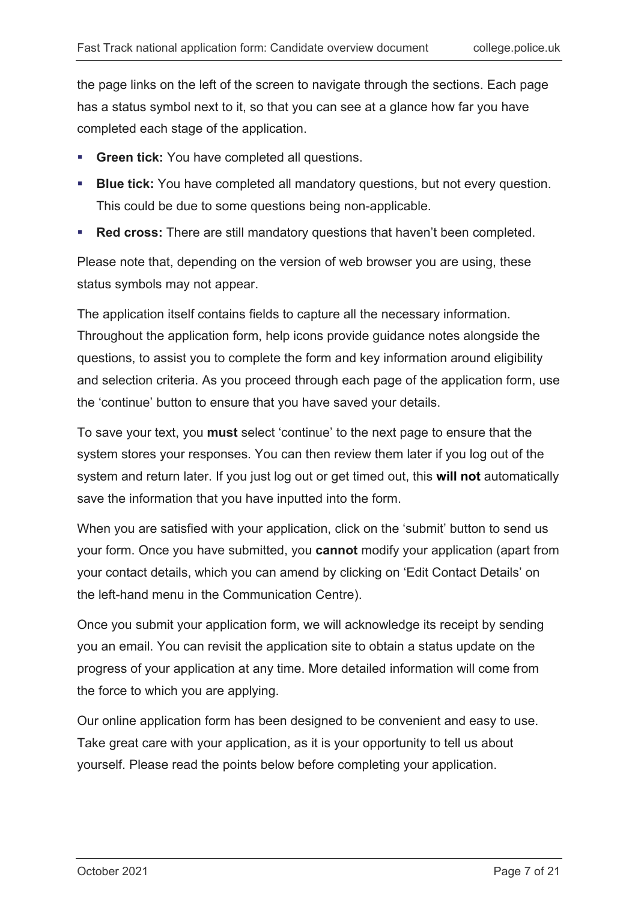the page links on the left of the screen to navigate through the sections. Each page has a status symbol next to it, so that you can see at a glance how far you have completed each stage of the application.

- **Green tick:** You have completed all questions.
- **Blue tick:** You have completed all mandatory questions, but not every question. This could be due to some questions being non-applicable.
- **Red cross:** There are still mandatory questions that haven't been completed.

Please note that, depending on the version of web browser you are using, these status symbols may not appear.

The application itself contains fields to capture all the necessary information. Throughout the application form, help icons provide guidance notes alongside the questions, to assist you to complete the form and key information around eligibility and selection criteria. As you proceed through each page of the application form, use the 'continue' button to ensure that you have saved your details.

To save your text, you **must** select 'continue' to the next page to ensure that the system stores your responses. You can then review them later if you log out of the system and return later. If you just log out or get timed out, this **will not** automatically save the information that you have inputted into the form.

When you are satisfied with your application, click on the 'submit' button to send us your form. Once you have submitted, you **cannot** modify your application (apart from your contact details, which you can amend by clicking on 'Edit Contact Details' on the left-hand menu in the Communication Centre).

Once you submit your application form, we will acknowledge its receipt by sending you an email. You can revisit the application site to obtain a status update on the progress of your application at any time. More detailed information will come from the force to which you are applying.

Our online application form has been designed to be convenient and easy to use. Take great care with your application, as it is your opportunity to tell us about yourself. Please read the points below before completing your application.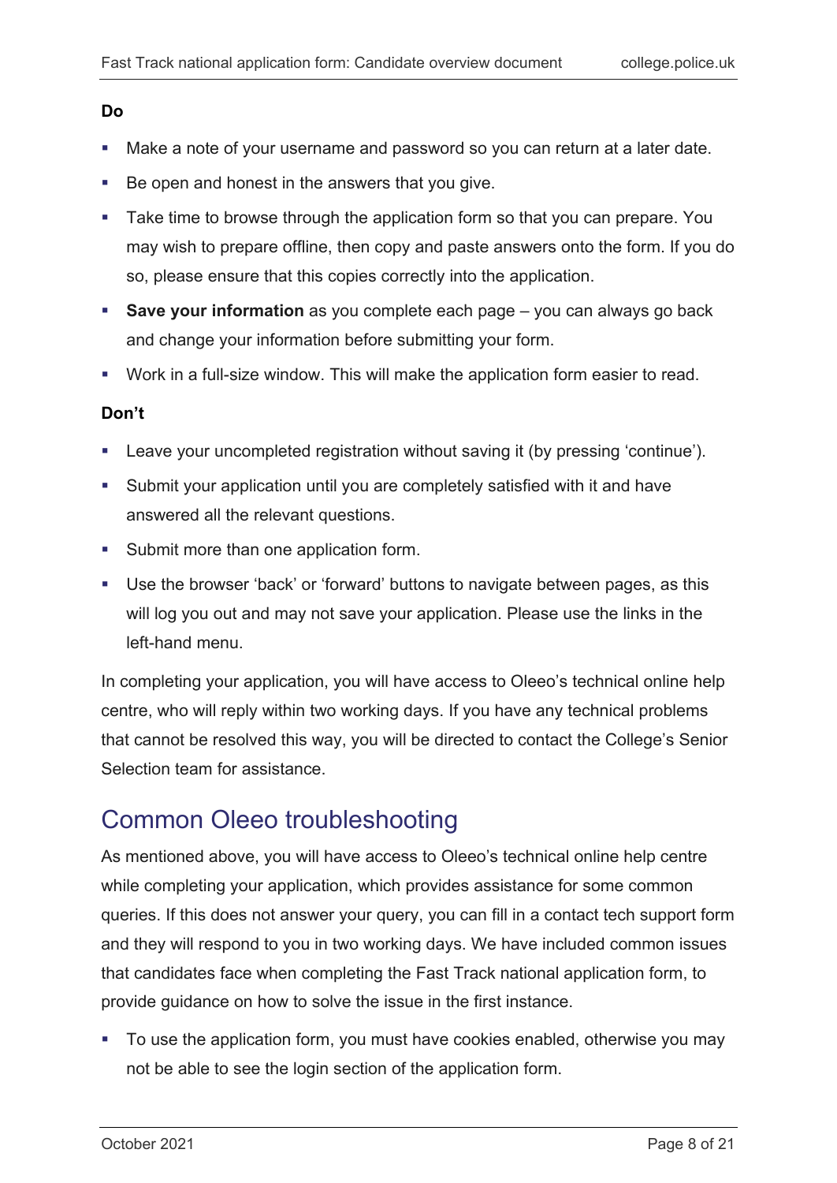**Do**

- Make a note of your username and password so you can return at a later date.
- Be open and honest in the answers that you give.
- Take time to browse through the application form so that you can prepare. You may wish to prepare offline, then copy and paste answers onto the form. If you do so, please ensure that this copies correctly into the application.
- **Save your information** as you complete each page – you can always go back and change your information before submitting your form.
- Work in a full-size window. This will make the application form easier to read.

**Don't**

- Leave your uncompleted registration without saving it (by pressing 'continue').
- Submit your application until you are completely satisfied with it and have answered all the relevant questions.
- Submit more than one application form.
- Use the browser 'back' or 'forward' buttons to navigate between pages, as this will log you out and may not save your application. Please use the links in the left-hand menu.

In completing your application, you will have access to Oleeo's technical online help centre, who will reply within two working days. If you have any technical problems that cannot be resolved this way, you will be directed to contact the College's Senior Selection team for assistance.

## Common Oleeo troubleshooting

As mentioned above, you will have access to Oleeo's technical online help centre while completing your application, which provides assistance for some common queries. If this does not answer your query, you can fill in a contact tech support form and they will respond to you in two working days. We have included common issues that candidates face when completing the Fast Track national application form, to provide guidance on how to solve the issue in the first instance.

- To use the application form, you must have cookies enabled, otherwise you may not be able to see the login section of the application form.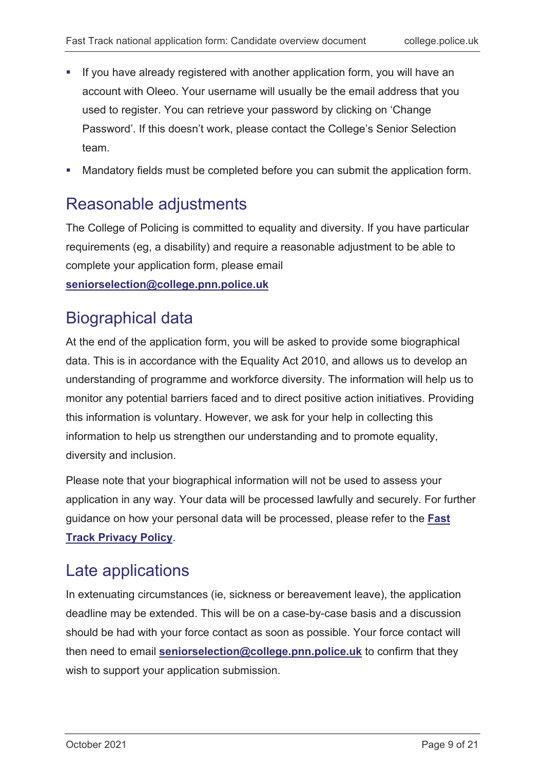- If you have already registered with another application form, you will have an account with Oleeo. Your username will usually be the email address that you used to register. You can retrieve your password by clicking on 'Change Password'. If this doesn't work, please contact the College's Senior Selection team.
- Mandatory fields must be completed before you can submit the application form.

## Reasonable adjustments

The College of Policing is committed to equality and diversity. If you have particular requirements (eg, a disability) and require a reasonable adjustment to be able to complete your application form, please email **seniorselection@college.pnn.police.uk**

## Biographical data

At the end of the application form, you will be asked to provide some biographical data. This is in accordance with the Equality Act 2010, and allows us to develop an understanding of programme and workforce diversity. The information will help us to monitor any potential barriers faced and to direct positive action initiatives. Providing this information is voluntary. However, we ask for your help in collecting this information to help us strengthen our understanding and to promote equality, diversity and inclusion.

Please note that your biographical information will not be used to assess your application in any way. Your data will be processed lawfully and securely. For further guidance on how your personal data will be processed, please refer to the **Fast Track Privacy Policy**.

## Late applications

In extenuating circumstances (ie, sickness or bereavement leave), the application deadline may be extended. This will be on a case-by-case basis and a discussion should be had with your force contact as soon as possible. Your force contact will then need to email **seniorselection@college.pnn.police.uk** to confirm that they wish to support your application submission.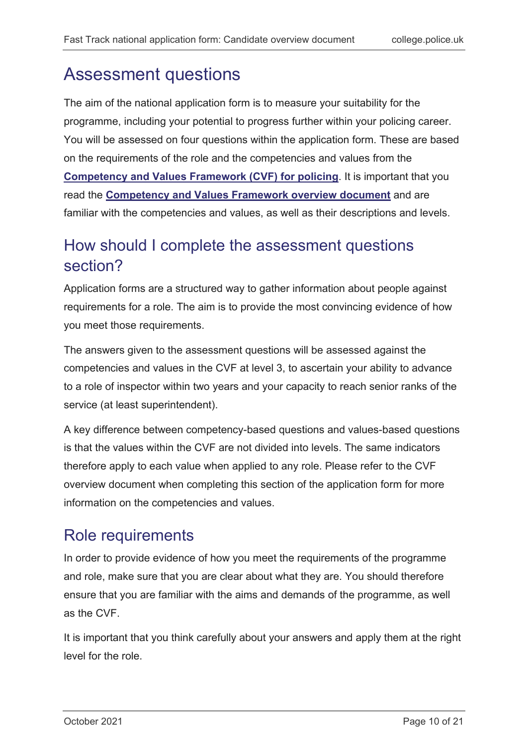## Assessment questions

The aim of the national application form is to measure your suitability for the programme, including your potential to progress further within your policing career. You will be assessed on four questions within the application form. These are based on the requirements of the role and the competencies and values from the **Competency and Values Framework (CVF) for policing**. It is important that you read the **Competency and Values Framework overview document** and are familiar with the competencies and values, as well as their descriptions and levels.

## How should I complete the assessment questions section?

Application forms are a structured way to gather information about people against requirements for a role. The aim is to provide the most convincing evidence of how you meet those requirements.

The answers given to the assessment questions will be assessed against the competencies and values in the CVF at level 3, to ascertain your ability to advance to a role of inspector within two years and your capacity to reach senior ranks of the service (at least superintendent).

A key difference between competency-based questions and values-based questions is that the values within the CVF are not divided into levels. The same indicators therefore apply to each value when applied to any role. Please refer to the CVF overview document when completing this section of the application form for more information on the competencies and values.

## Role requirements

In order to provide evidence of how you meet the requirements of the programme and role, make sure that you are clear about what they are. You should therefore ensure that you are familiar with the aims and demands of the programme, as well as the CVF.

It is important that you think carefully about your answers and apply them at the right level for the role.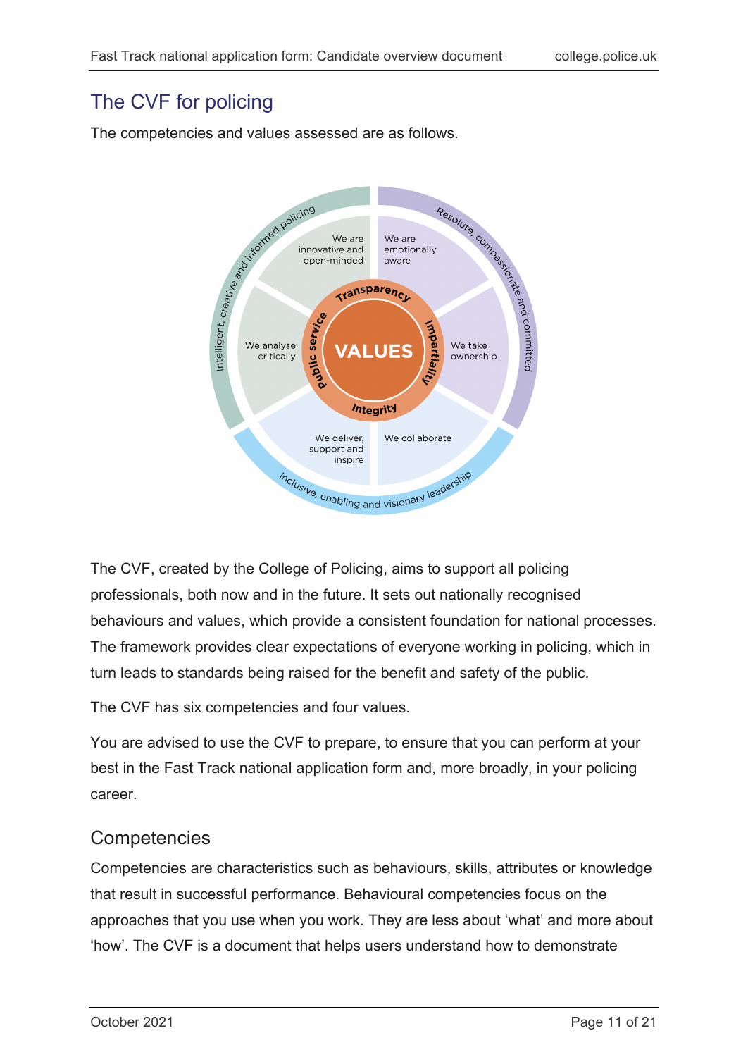## The CVF for policing

The competencies and values assessed are as follows.

The CVF, created by the College of Policing, aims to support all policing professionals, both now and in the future. It sets out nationally recognised behaviours and values, which provide a consistent foundation for national processes. The framework provides clear expectations of everyone working in policing, which in turn leads to standards being raised for the benefit and safety of the public.

The CVF has six competencies and four values.

You are advised to use the CVF to prepare, to ensure that you can perform at your best in the Fast Track national application form and, more broadly, in your policing career.

### Competencies

Competencies are characteristics such as behaviours, skills, attributes or knowledge that result in successful performance. Behavioural competencies focus on the approaches that you use when you work. They are less about 'what' and more about 'how'. The CVF is a document that helps users understand how to demonstrate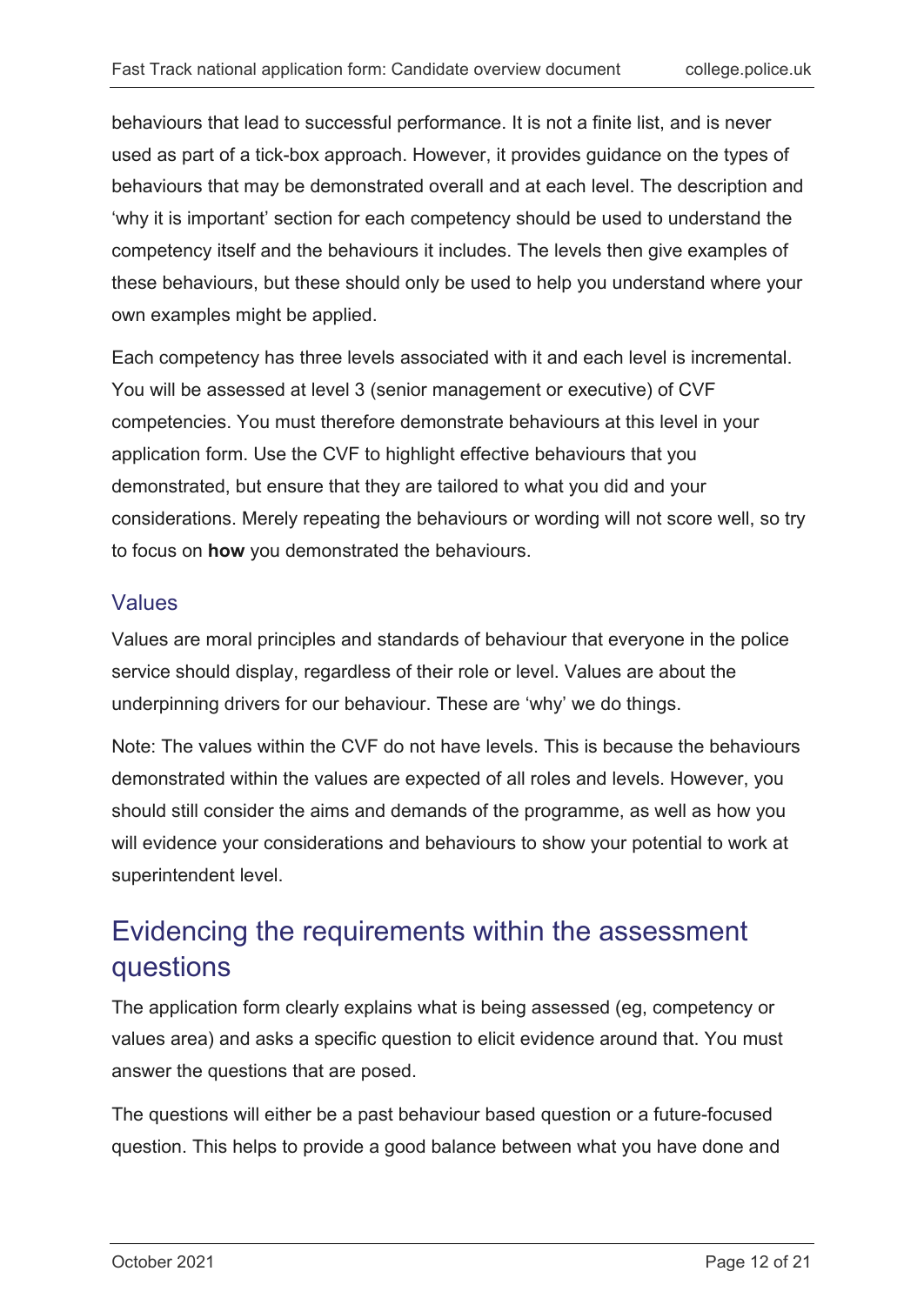behaviours that lead to successful performance. It is not a finite list, and is never used as part of a tick-box approach. However, it provides guidance on the types of behaviours that may be demonstrated overall and at each level. The description and 'why it is important' section for each competency should be used to understand the competency itself and the behaviours it includes. The levels then give examples of these behaviours, but these should only be used to help you understand where your own examples might be applied.

Each competency has three levels associated with it and each level is incremental. You will be assessed at level 3 (senior management or executive) of CVF competencies. You must therefore demonstrate behaviours at this level in your application form. Use the CVF to highlight effective behaviours that you demonstrated, but ensure that they are tailored to what you did and your considerations. Merely repeating the behaviours or wording will not score well, so try to focus on **how** you demonstrated the behaviours.

### Values

Values are moral principles and standards of behaviour that everyone in the police service should display, regardless of their role or level. Values are about the underpinning drivers for our behaviour. These are 'why' we do things.

Note: The values within the CVF do not have levels. This is because the behaviours demonstrated within the values are expected of all roles and levels. However, you should still consider the aims and demands of the programme, as well as how you will evidence your considerations and behaviours to show your potential to work at superintendent level.

## Evidencing the requirements within the assessment questions

The application form clearly explains what is being assessed (eg, competency or values area) and asks a specific question to elicit evidence around that. You must answer the questions that are posed.

The questions will either be a past behaviour based question or a future-focused question. This helps to provide a good balance between what you have done and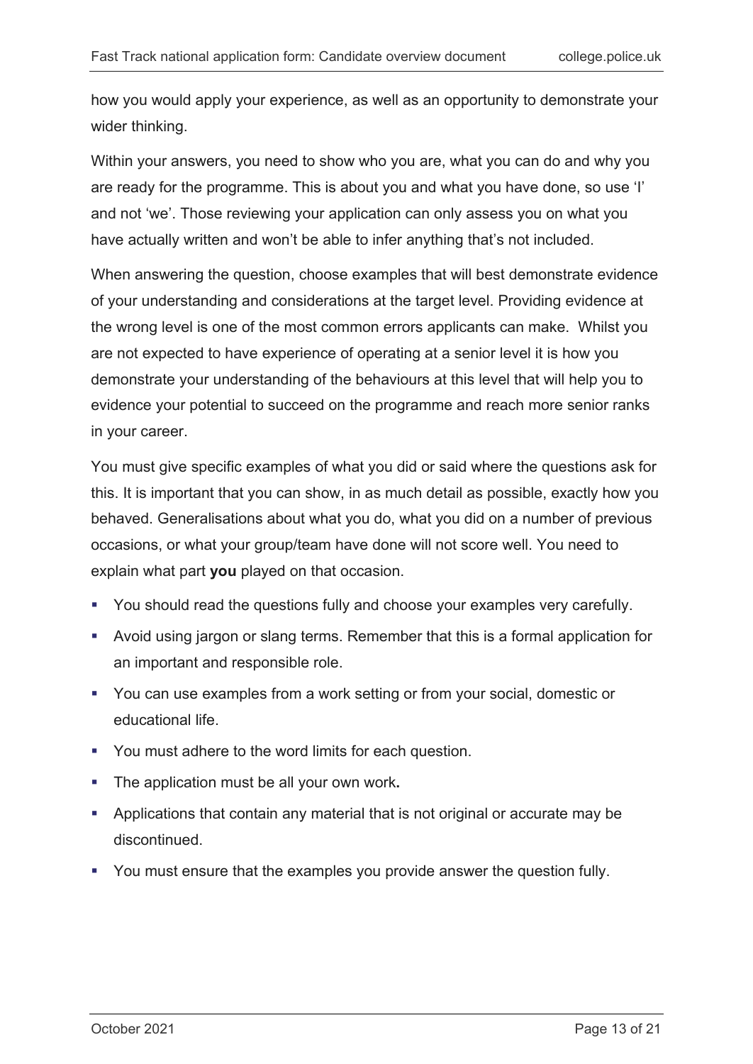how you would apply your experience, as well as an opportunity to demonstrate your wider thinking.

Within your answers, you need to show who you are, what you can do and why you are ready for the programme. This is about you and what you have done, so use 'I' and not 'we'. Those reviewing your application can only assess you on what you have actually written and won't be able to infer anything that's not included.

When answering the question, choose examples that will best demonstrate evidence of your understanding and considerations at the target level. Providing evidence at the wrong level is one of the most common errors applicants can make. Whilst you are not expected to have experience of operating at a senior level it is how you demonstrate your understanding of the behaviours at this level that will help you to evidence your potential to succeed on the programme and reach more senior ranks in your career.

You must give specific examples of what you did or said where the questions ask for this. It is important that you can show, in as much detail as possible, exactly how you behaved. Generalisations about what you do, what you did on a number of previous occasions, or what your group/team have done will not score well. You need to explain what part **you** played on that occasion.

- You should read the questions fully and choose your examples very carefully.
- Avoid using jargon or slang terms. Remember that this is a formal application for an important and responsible role.
- You can use examples from a work setting or from your social, domestic or educational life.
- You must adhere to the word limits for each question.
- The application must be all your own work**.**
- Applications that contain any material that is not original or accurate may be discontinued.
- You must ensure that the examples you provide answer the question fully.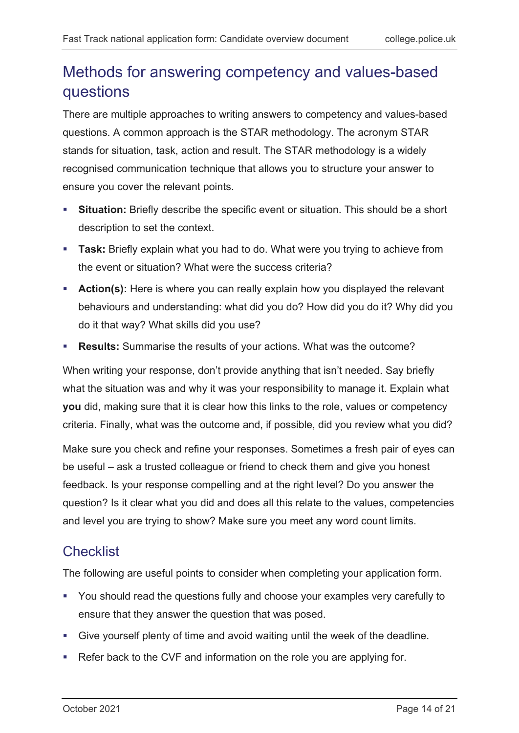## Methods for answering competency and values-based questions

There are multiple approaches to writing answers to competency and values-based questions. A common approach is the STAR methodology. The acronym STAR stands for situation, task, action and result. The STAR methodology is a widely recognised communication technique that allows you to structure your answer to ensure you cover the relevant points.

- **Situation:** Briefly describe the specific event or situation. This should be a short description to set the context.
- **Task:** Briefly explain what you had to do. What were you trying to achieve from the event or situation? What were the success criteria?
- **Action(s):** Here is where you can really explain how you displayed the relevant behaviours and understanding: what did you do? How did you do it? Why did you do it that way? What skills did you use?
- **Results:** Summarise the results of your actions. What was the outcome?

When writing your response, don't provide anything that isn't needed. Say briefly what the situation was and why it was your responsibility to manage it. Explain what **you** did, making sure that it is clear how this links to the role, values or competency criteria. Finally, what was the outcome and, if possible, did you review what you did?

Make sure you check and refine your responses. Sometimes a fresh pair of eyes can be useful – ask a trusted colleague or friend to check them and give you honest feedback. Is your response compelling and at the right level? Do you answer the question? Is it clear what you did and does all this relate to the values, competencies and level you are trying to show? Make sure you meet any word count limits.

## Checklist

The following are useful points to consider when completing your application form.

- You should read the questions fully and choose your examples very carefully to ensure that they answer the question that was posed.
- Give yourself plenty of time and avoid waiting until the week of the deadline.
- Refer back to the CVF and information on the role you are applying for.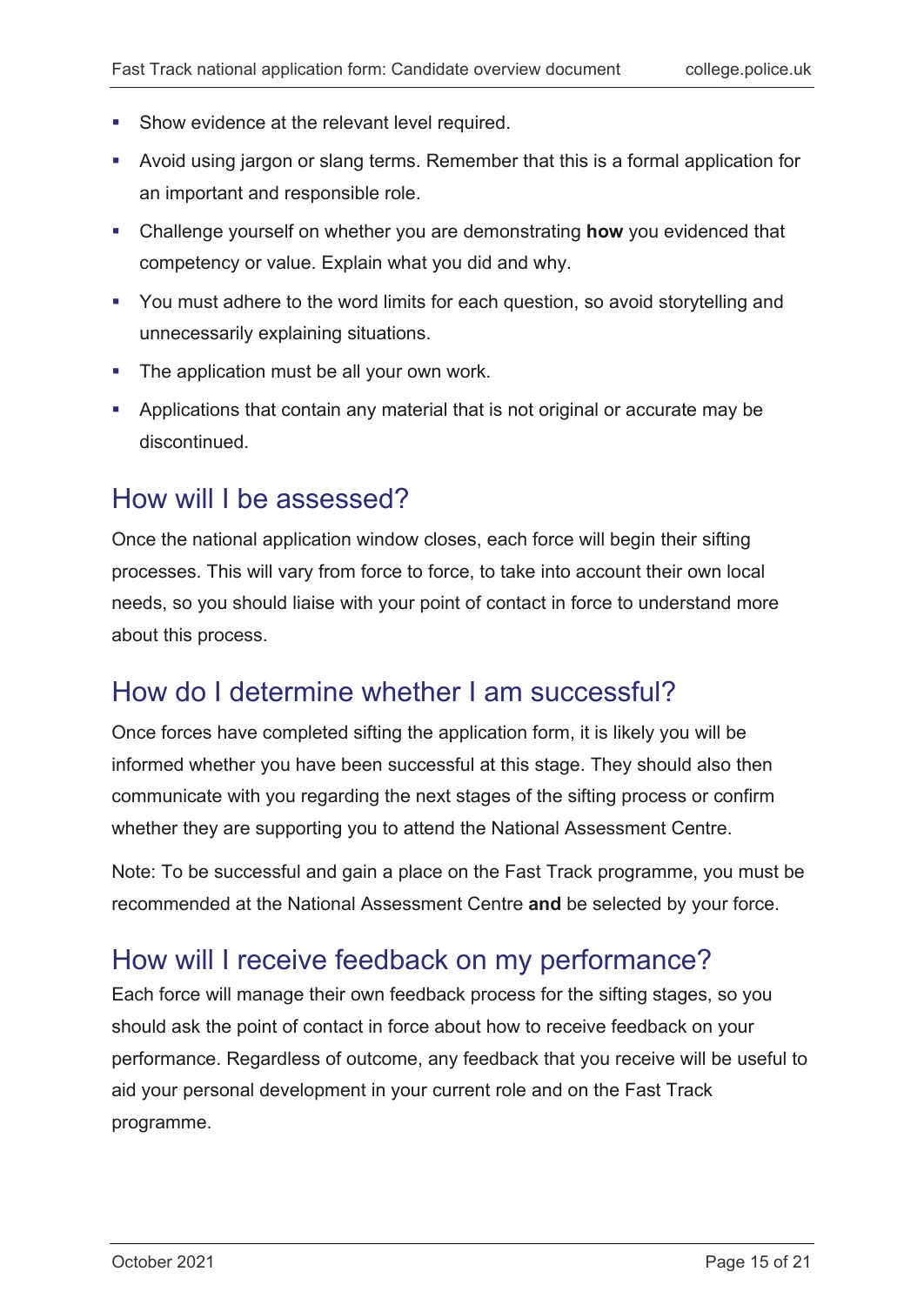- Show evidence at the relevant level required.
- Avoid using jargon or slang terms. Remember that this is a formal application for an important and responsible role.
- Challenge yourself on whether you are demonstrating **how** you evidenced that competency or value. Explain what you did and why.
- You must adhere to the word limits for each question, so avoid storytelling and unnecessarily explaining situations.
- The application must be all your own work.
- Applications that contain any material that is not original or accurate may be discontinued.

## How will I be assessed?

Once the national application window closes, each force will begin their sifting processes. This will vary from force to force, to take into account their own local needs, so you should liaise with your point of contact in force to understand more about this process.

## How do I determine whether I am successful?

Once forces have completed sifting the application form, it is likely you will be informed whether you have been successful at this stage. They should also then communicate with you regarding the next stages of the sifting process or confirm whether they are supporting you to attend the National Assessment Centre.

Note: To be successful and gain a place on the Fast Track programme, you must be recommended at the National Assessment Centre **and** be selected by your force.

## How will I receive feedback on my performance?

Each force will manage their own feedback process for the sifting stages, so you should ask the point of contact in force about how to receive feedback on your performance. Regardless of outcome, any feedback that you receive will be useful to aid your personal development in your current role and on the Fast Track programme.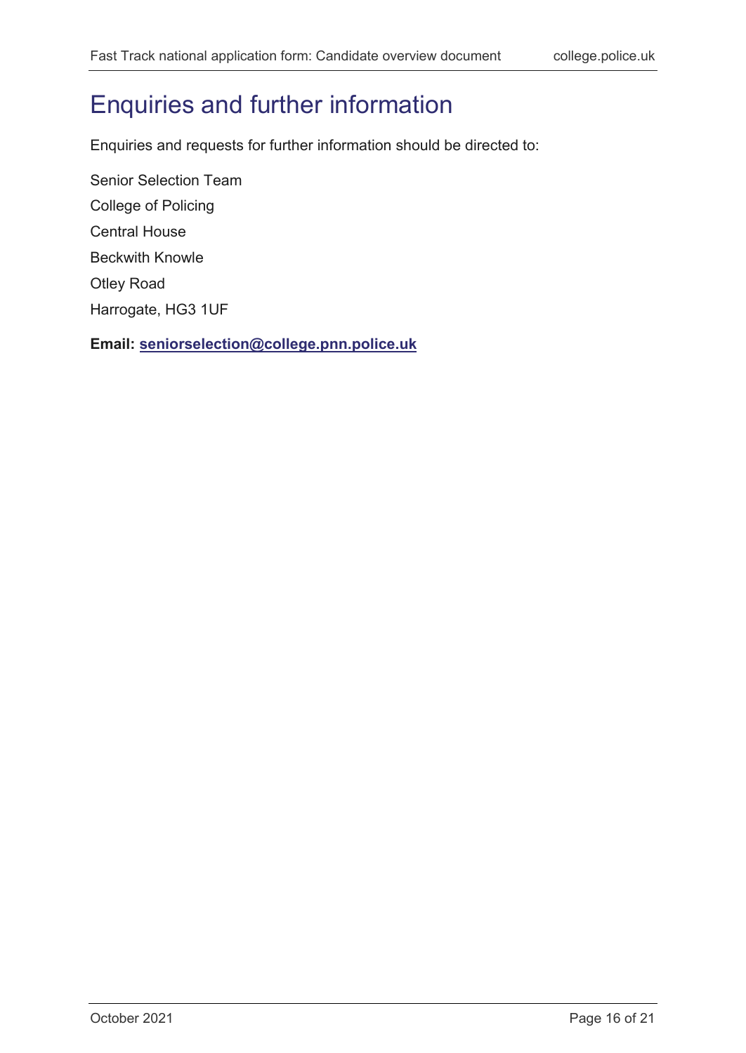# Enquiries and further information

Enquiries and requests for further information should be directed to:

Senior Selection Team

College of Policing

Central House

Beckwith Knowle

Otley Road

Harrogate, HG3 1UF

**Email: seniorselection@college.pnn.police.uk**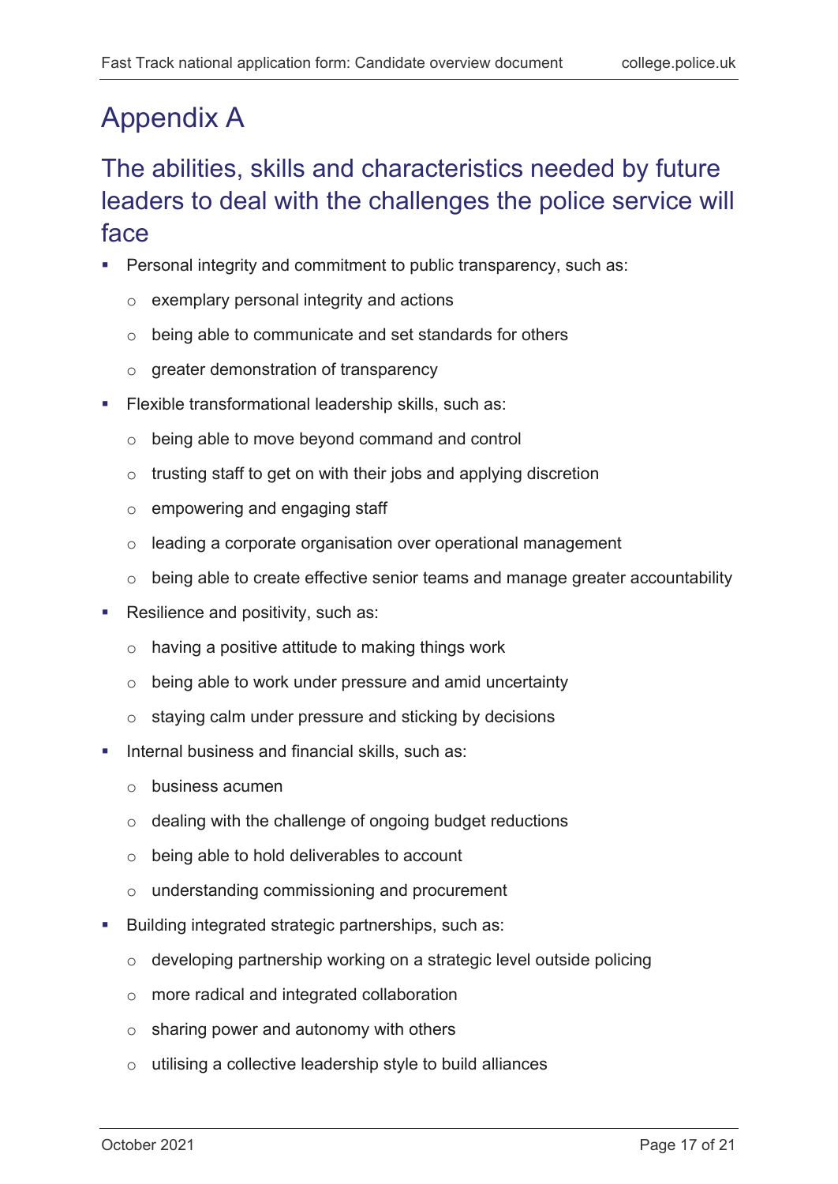# Appendix A

## The abilities, skills and characteristics needed by future leaders to deal with the challenges the police service will face

- Personal integrity and commitment to public transparency, such as:
  - exemplary personal integrity and actions
  - being able to communicate and set standards for others
  - greater demonstration of transparency
- Flexible transformational leadership skills, such as:
  - being able to move beyond command and control
  - trusting staff to get on with their jobs and applying discretion
  - empowering and engaging staff
  - leading a corporate organisation over operational management
  - being able to create effective senior teams and manage greater accountability
- Resilience and positivity, such as:
  - having a positive attitude to making things work
  - being able to work under pressure and amid uncertainty
  - staying calm under pressure and sticking by decisions
- Internal business and financial skills, such as:
  - business acumen
  - dealing with the challenge of ongoing budget reductions
  - being able to hold deliverables to account
  - understanding commissioning and procurement
- Building integrated strategic partnerships, such as:
  - developing partnership working on a strategic level outside policing
  - more radical and integrated collaboration
  - sharing power and autonomy with others
  - utilising a collective leadership style to build alliances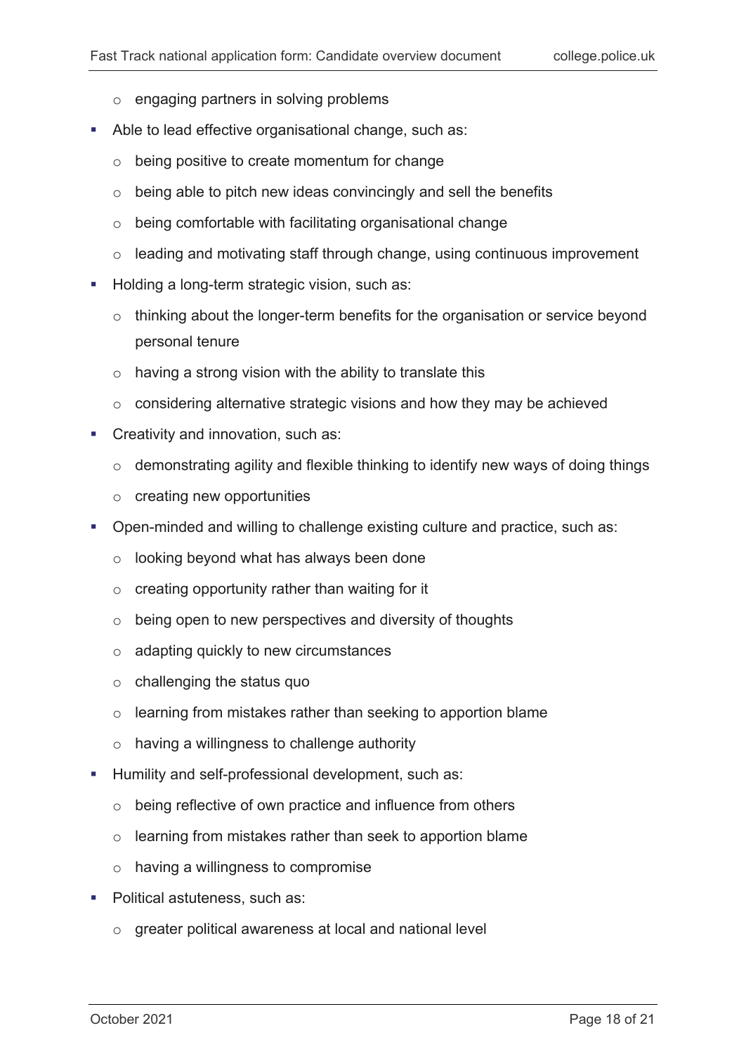- engaging partners in solving problems
- Able to lead effective organisational change, such as:
  - being positive to create momentum for change
  - being able to pitch new ideas convincingly and sell the benefits
  - being comfortable with facilitating organisational change
  - leading and motivating staff through change, using continuous improvement
- Holding a long-term strategic vision, such as:
  - thinking about the longer-term benefits for the organisation or service beyond personal tenure
  - having a strong vision with the ability to translate this
  - considering alternative strategic visions and how they may be achieved
- Creativity and innovation, such as:
  - demonstrating agility and flexible thinking to identify new ways of doing things
  - creating new opportunities
- Open-minded and willing to challenge existing culture and practice, such as:
  - looking beyond what has always been done
  - creating opportunity rather than waiting for it
  - being open to new perspectives and diversity of thoughts
  - adapting quickly to new circumstances
  - challenging the status quo
  - learning from mistakes rather than seeking to apportion blame
  - having a willingness to challenge authority
- Humility and self-professional development, such as:
  - being reflective of own practice and influence from others
  - learning from mistakes rather than seek to apportion blame
  - having a willingness to compromise
- Political astuteness, such as:
  - greater political awareness at local and national level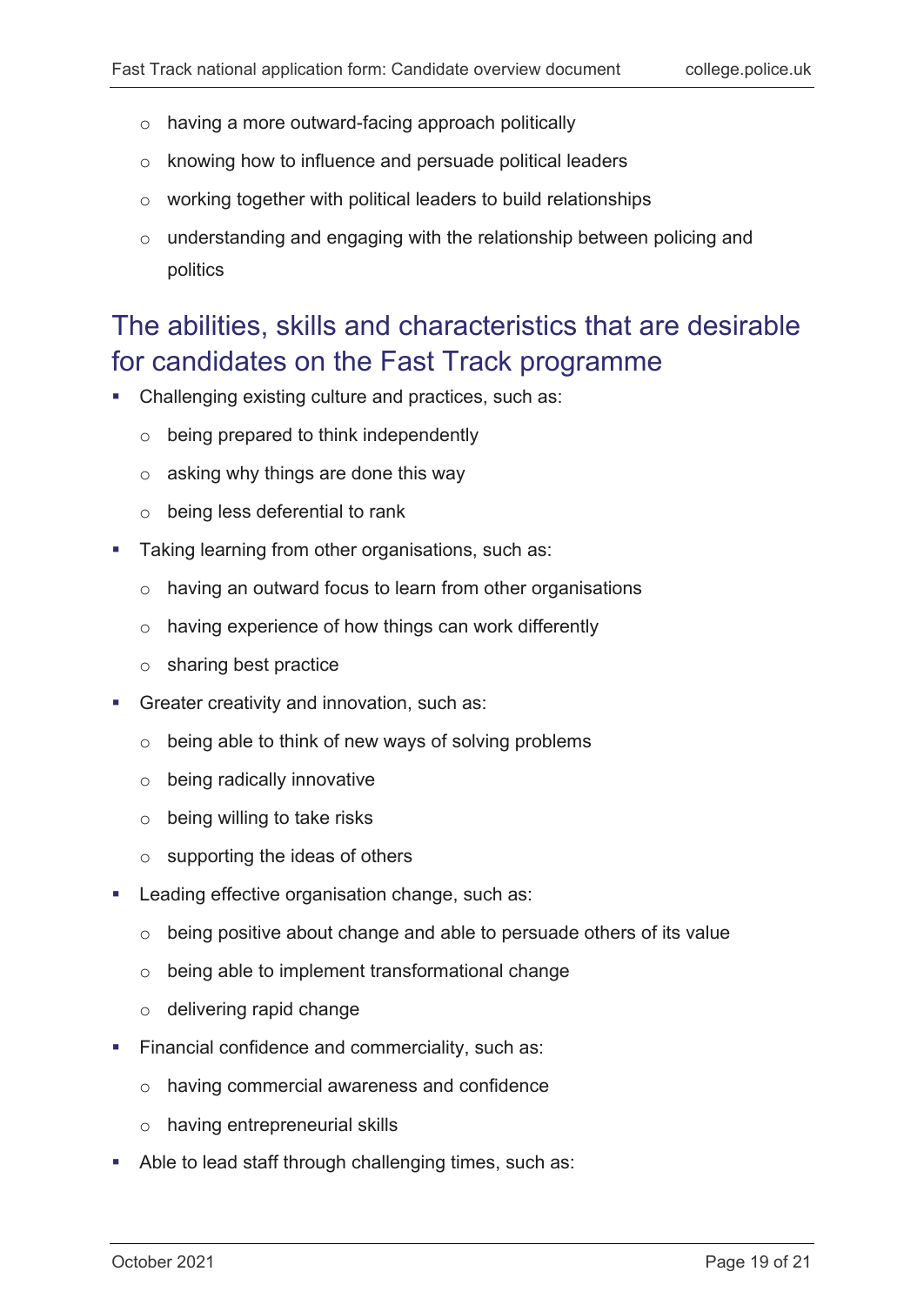- having a more outward-facing approach politically
  - knowing how to influence and persuade political leaders
  - working together with political leaders to build relationships
  - understanding and engaging with the relationship between policing and politics

## The abilities, skills and characteristics that are desirable for candidates on the Fast Track programme

- Challenging existing culture and practices, such as:
  - being prepared to think independently
  - asking why things are done this way
  - being less deferential to rank
- Taking learning from other organisations, such as:
  - having an outward focus to learn from other organisations
  - having experience of how things can work differently
  - sharing best practice
- Greater creativity and innovation, such as:
  - being able to think of new ways of solving problems
  - being radically innovative
  - being willing to take risks
  - supporting the ideas of others
- Leading effective organisation change, such as:
  - being positive about change and able to persuade others of its value
  - being able to implement transformational change
  - delivering rapid change
- Financial confidence and commerciality, such as:
  - having commercial awareness and confidence
  - having entrepreneurial skills
- Able to lead staff through challenging times, such as: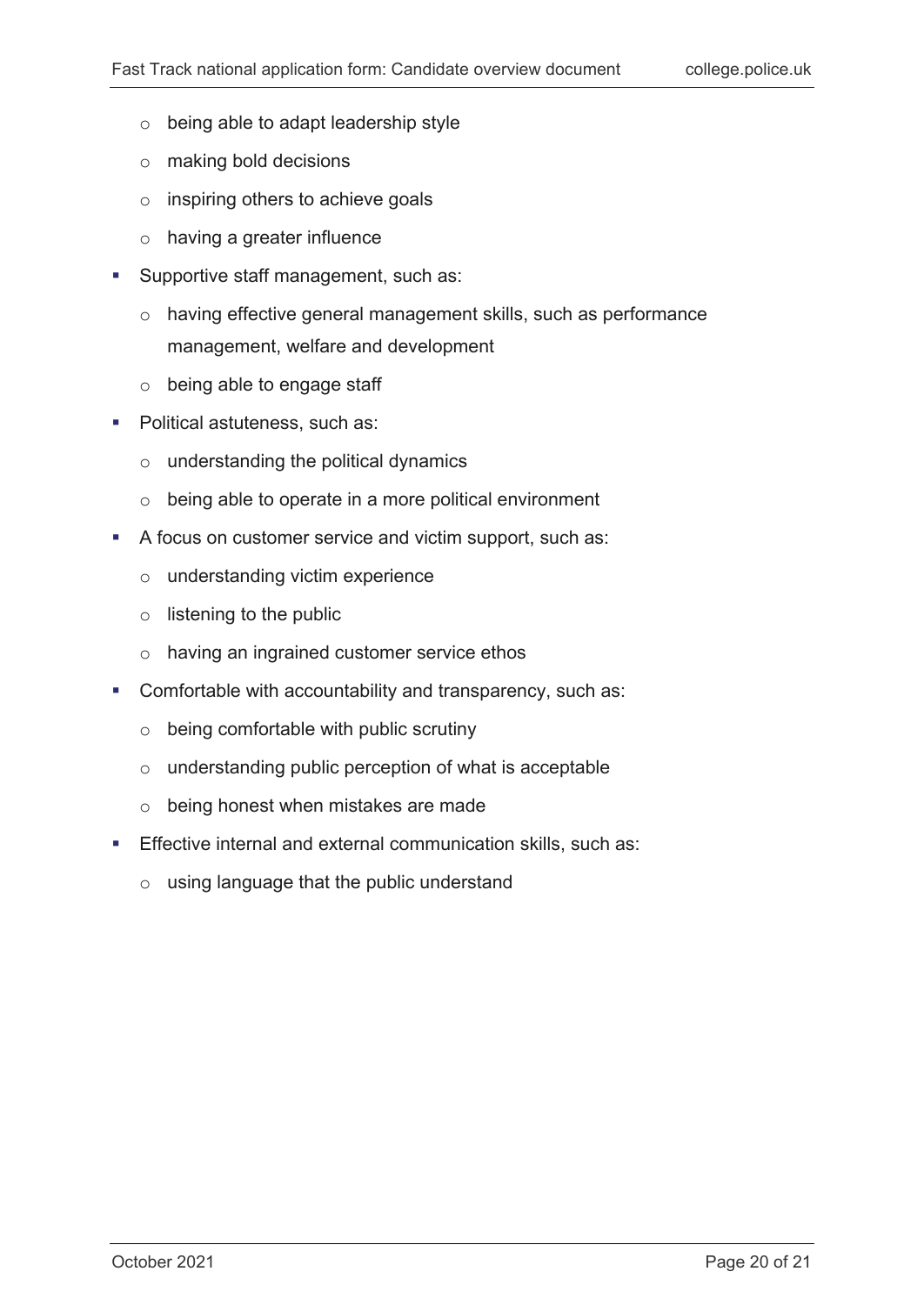- being able to adapt leadership style
  - making bold decisions
  - inspiring others to achieve goals
  - having a greater influence
- Supportive staff management, such as:
  - having effective general management skills, such as performance management, welfare and development
  - being able to engage staff
- Political astuteness, such as:
  - understanding the political dynamics
  - being able to operate in a more political environment
- A focus on customer service and victim support, such as:
  - understanding victim experience
  - listening to the public
  - having an ingrained customer service ethos
- Comfortable with accountability and transparency, such as:
  - being comfortable with public scrutiny
  - understanding public perception of what is acceptable
  - being honest when mistakes are made
- Effective internal and external communication skills, such as:
  - using language that the public understand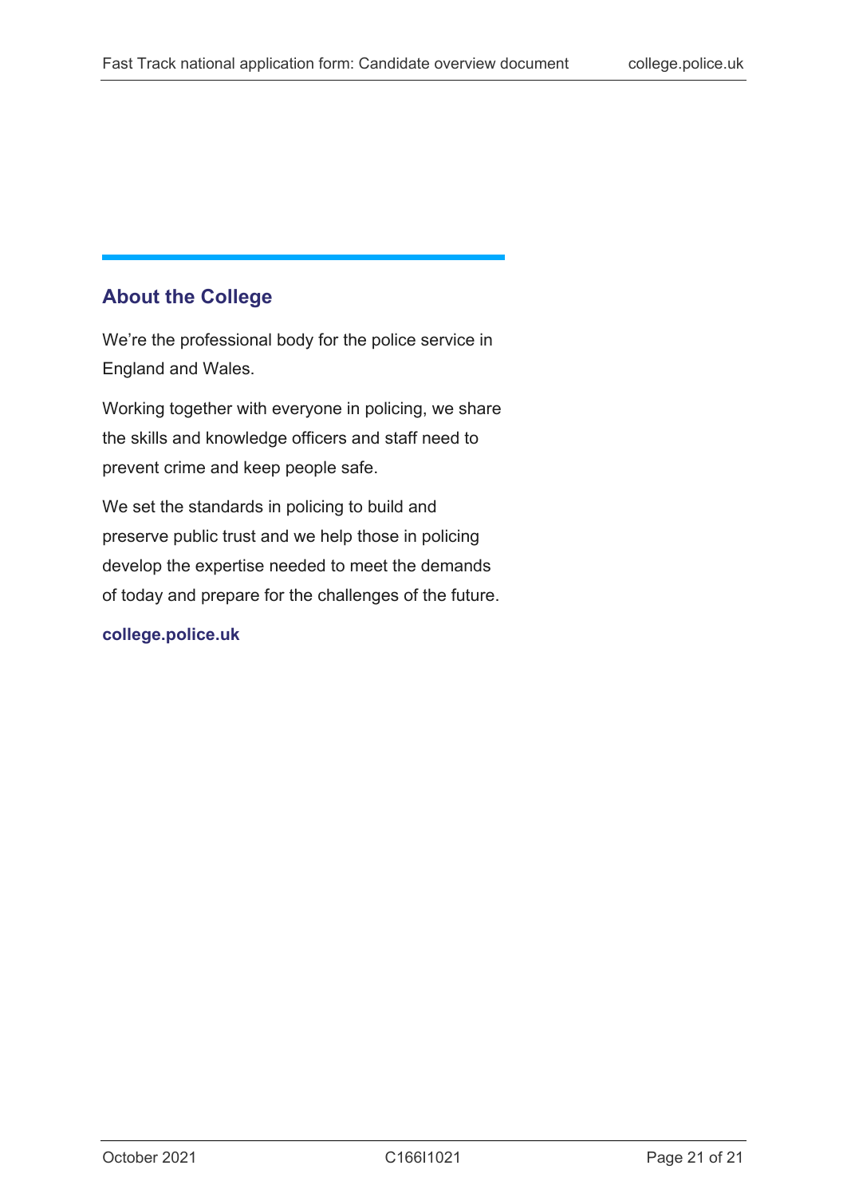## About the College

We're the professional body for the police service in England and Wales.

Working together with everyone in policing, we share the skills and knowledge officers and staff need to prevent crime and keep people safe.

We set the standards in policing to build and preserve public trust and we help those in policing develop the expertise needed to meet the demands of today and prepare for the challenges of the future.

**college.police.uk**